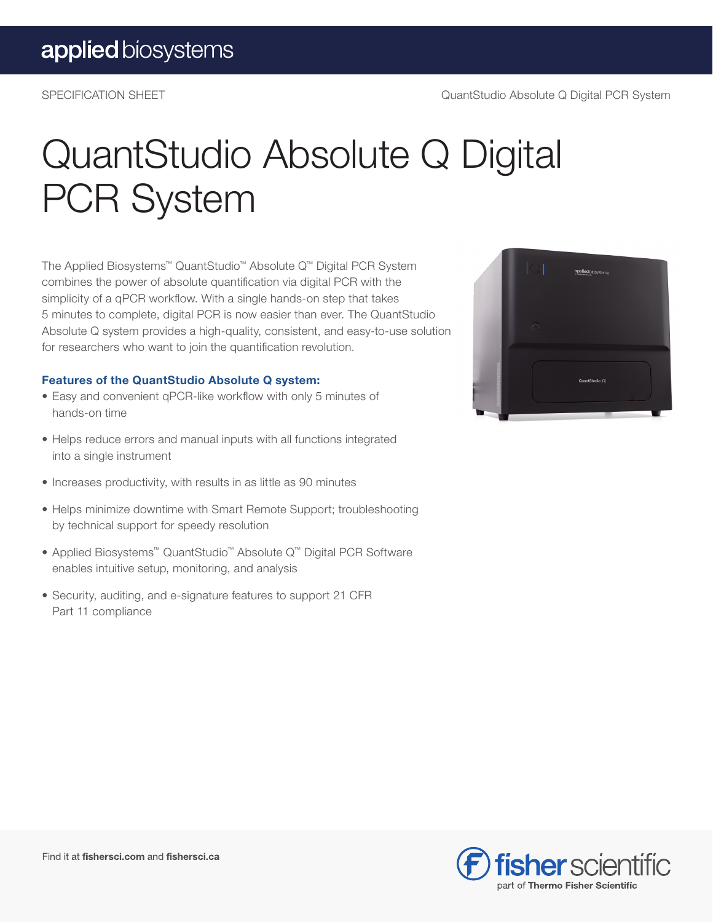SPECIFICATION SHEET

# QuantStudio Absolute Q Digital PCR System

The Applied Biosystems™ QuantStudio™ Absolute Q™ Digital PCR System combines the power of absolute quantification via digital PCR with the simplicity of a qPCR workflow. With a single hands-on step that takes 5 minutes to complete, digital PCR is now easier than ever. The QuantStudio Absolute Q system provides a high-quality, consistent, and easy-to-use solution for researchers who want to join the quantification revolution.

### Features of the QuantStudio Absolute Q system:

- Easy and convenient qPCR-like workflow with only 5 minutes of hands-on time
- Helps reduce errors and manual inputs with all functions integrated into a single instrument
- Increases productivity, with results in as little as 90 minutes
- Helps minimize downtime with Smart Remote Support; troubleshooting by technical support for speedy resolution
- Applied Biosystems™ QuantStudio™ Absolute Q™ Digital PCR Software enables intuitive setup, monitoring, and analysis
- Security, auditing, and e-signature features to support 21 CFR Part 11 compliance

Find it at **fishersci.com** and **fishersci.ca**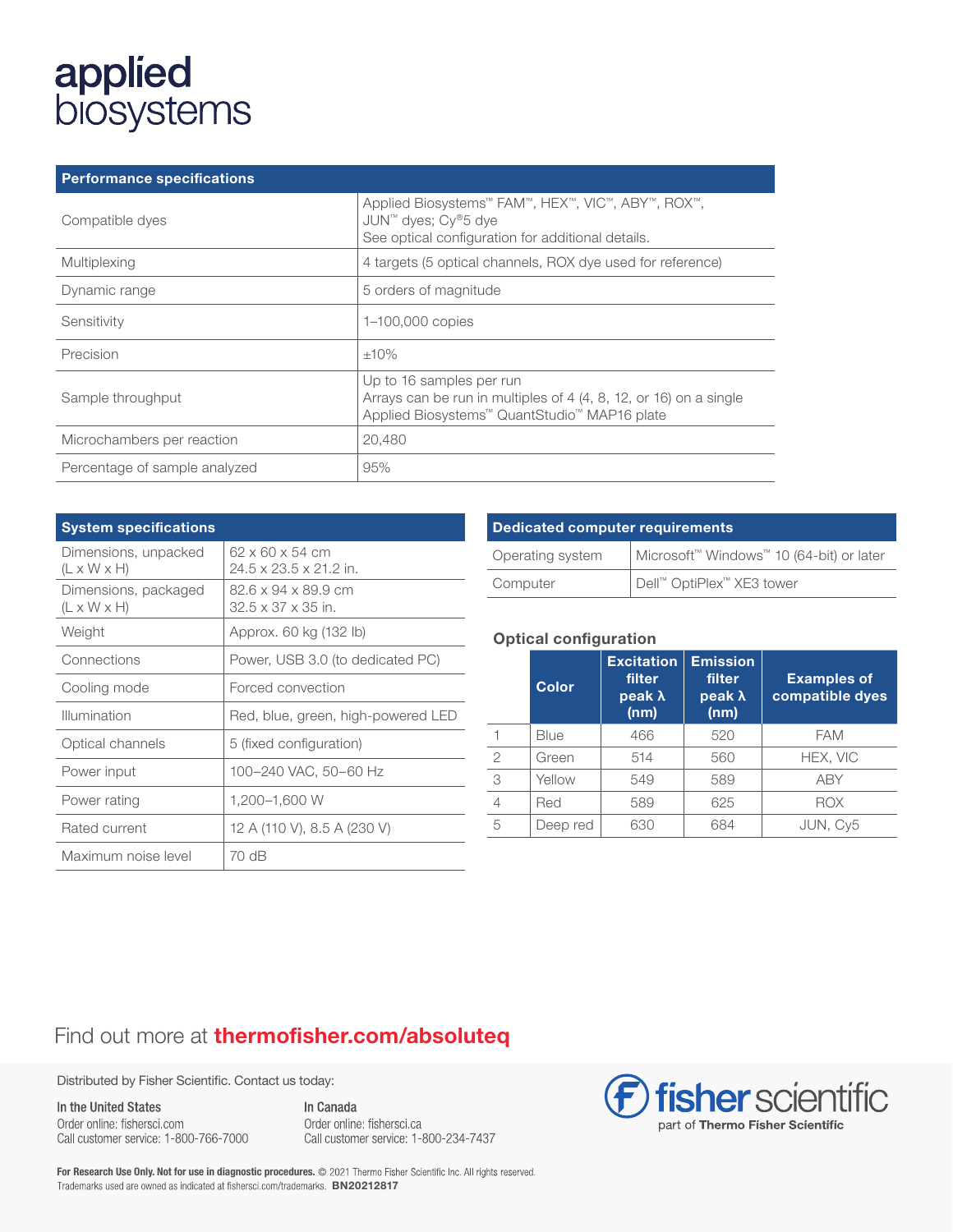applied biosystems

| Performance specifications | |
|---|---|
| Compatible dyes | Applied Biosystems™ FAM™, HEX™, VIC™, ABY™, ROX™, JUN™ dyes; Cy®5 dye<br>See optical configuration for additional details. |
| Multiplexing | 4 targets (5 optical channels, ROX dye used for reference) |
| Dynamic range | 5 orders of magnitude |
| Sensitivity | 1–100,000 copies |
| Precision | ±10% |
| Sample throughput | Up to 16 samples per run<br>Arrays can be run in multiples of 4 (4, 8, 12, or 16) on a single Applied Biosystems™ QuantStudio™ MAP16 plate |
| Microchambers per reaction | 20,480 |
| Percentage of sample analyzed | 95% |

| System specifications | |
|---|---|
| Dimensions, unpacked (L x W x H) | 62 x 60 x 54 cm<br>24.5 x 23.5 x 21.2 in. |
| Dimensions, packaged (L x W x H) | 82.6 x 94 x 89.9 cm<br>32.5 x 37 x 35 in. |
| Weight | Approx. 60 kg (132 lb) |
| Connections | Power, USB 3.0 (to dedicated PC) |
| Cooling mode | Forced convection |
| Illumination | Red, blue, green, high-powered LED |
| Optical channels | 5 (fixed configuration) |
| Power input | 100–240 VAC, 50–60 Hz |
| Power rating | 1,200–1,600 W |
| Rated current | 12 A (110 V), 8.5 A (230 V) |
| Maximum noise level | 70 dB |

| Dedicated computer requirements | |
|---|---|
| Operating system | Microsoft™ Windows™ 10 (64-bit) or later |
| Computer | Dell™ OptiPlex™ XE3 tower |

### Optical configuration

| | Color | Excitation filter peak λ (nm) | Emission filter peak λ (nm) | Examples of compatible dyes |
|---|---|---|---|---|
| 1 | Blue | 466 | 520 | FAM |
| 2 | Green | 514 | 560 | HEX, VIC |
| 3 | Yellow | 549 | 589 | ABY |
| 4 | Red | 589 | 625 | ROX |
| 5 | Deep red | 630 | 684 | JUN, Cy5 |

Find out more at **thermofisher.com/absoluteq**

Distributed by Fisher Scientific. Contact us today:

**In the United States**
Order online: fishersci.com
Call customer service: 1-800-766-7000

**In Canada**
Order online: fishersci.ca
Call customer service: 1-800-234-7437

fisher scientific
part of **Thermo Fisher Scientific**

**For Research Use Only. Not for use in diagnostic procedures.** © 2021 Thermo Fisher Scientific Inc. All rights reserved. Trademarks used are owned as indicated at fishersci.com/trademarks. **BN20212817**